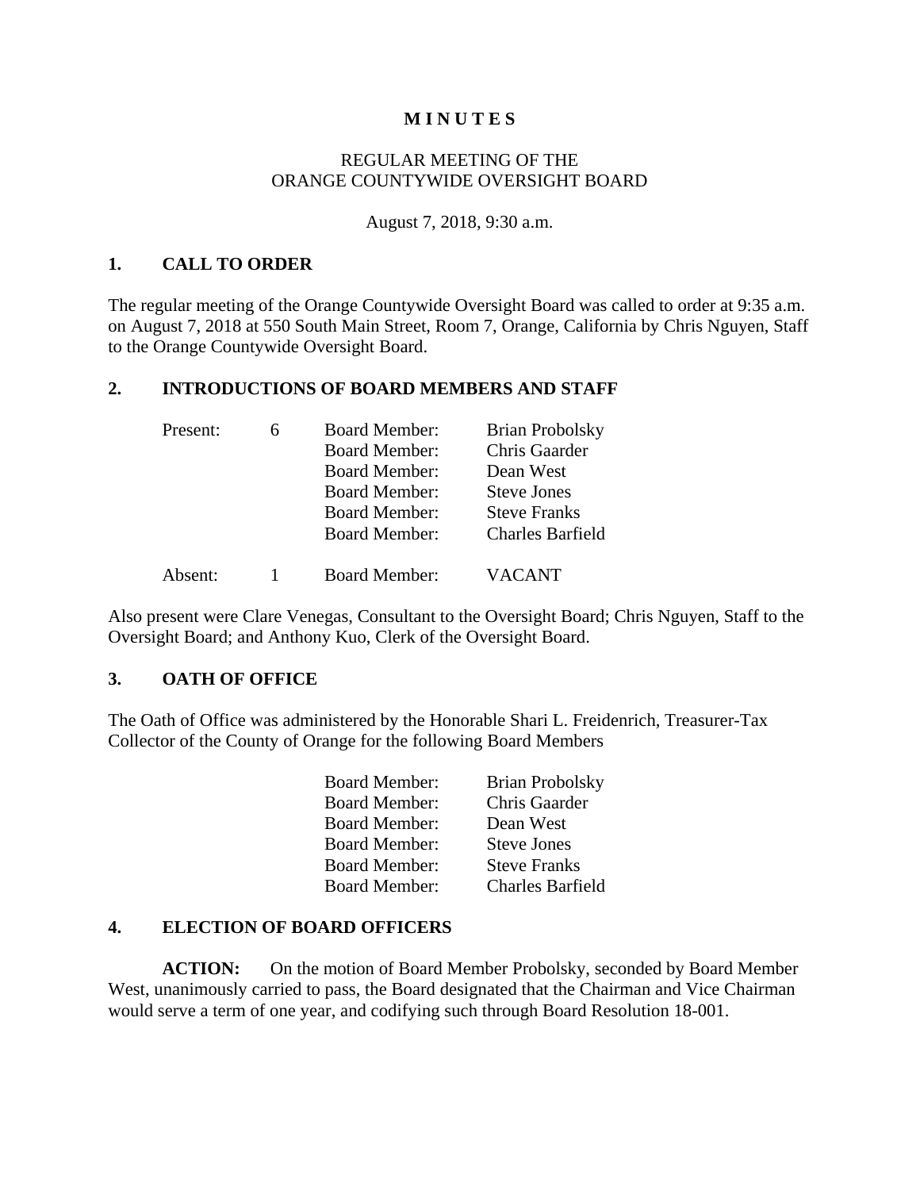# MINUTES

REGULAR MEETING OF THE
ORANGE COUNTYWIDE OVERSIGHT BOARD

August 7, 2018, 9:30 a.m.

## 1. CALL TO ORDER

The regular meeting of the Orange Countywide Oversight Board was called to order at 9:35 a.m. on August 7, 2018 at 550 South Main Street, Room 7, Orange, California by Chris Nguyen, Staff to the Orange Countywide Oversight Board.

## 2. INTRODUCTIONS OF BOARD MEMBERS AND STAFF

| | | | |
|---|---|---|---|
| Present: | 6 | Board Member: | Brian Probolsky |
| | | Board Member: | Chris Gaarder |
| | | Board Member: | Dean West |
| | | Board Member: | Steve Jones |
| | | Board Member: | Steve Franks |
| | | Board Member: | Charles Barfield |
| Absent: | 1 | Board Member: | VACANT |

Also present were Clare Venegas, Consultant to the Oversight Board; Chris Nguyen, Staff to the Oversight Board; and Anthony Kuo, Clerk of the Oversight Board.

## 3. OATH OF OFFICE

The Oath of Office was administered by the Honorable Shari L. Freidenrich, Treasurer-Tax Collector of the County of Orange for the following Board Members

| | |
|---|---|
| Board Member: | Brian Probolsky |
| Board Member: | Chris Gaarder |
| Board Member: | Dean West |
| Board Member: | Steve Jones |
| Board Member: | Steve Franks |
| Board Member: | Charles Barfield |

## 4. ELECTION OF BOARD OFFICERS

**ACTION:** On the motion of Board Member Probolsky, seconded by Board Member West, unanimously carried to pass, the Board designated that the Chairman and Vice Chairman would serve a term of one year, and codifying such through Board Resolution 18-001.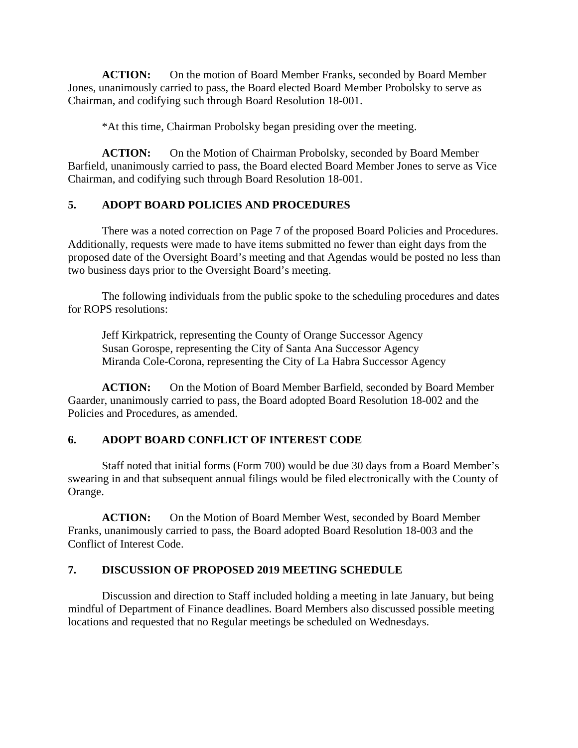**ACTION:** On the motion of Board Member Franks, seconded by Board Member Jones, unanimously carried to pass, the Board elected Board Member Probolsky to serve as Chairman, and codifying such through Board Resolution 18-001.

*At this time, Chairman Probolsky began presiding over the meeting.

**ACTION:** On the Motion of Chairman Probolsky, seconded by Board Member Barfield, unanimously carried to pass, the Board elected Board Member Jones to serve as Vice Chairman, and codifying such through Board Resolution 18-001.

## 5. ADOPT BOARD POLICIES AND PROCEDURES

There was a noted correction on Page 7 of the proposed Board Policies and Procedures. Additionally, requests were made to have items submitted no fewer than eight days from the proposed date of the Oversight Board's meeting and that Agendas would be posted no less than two business days prior to the Oversight Board's meeting.

The following individuals from the public spoke to the scheduling procedures and dates for ROPS resolutions:

Jeff Kirkpatrick, representing the County of Orange Successor Agency
Susan Gorospe, representing the City of Santa Ana Successor Agency
Miranda Cole-Corona, representing the City of La Habra Successor Agency

**ACTION:** On the Motion of Board Member Barfield, seconded by Board Member Gaarder, unanimously carried to pass, the Board adopted Board Resolution 18-002 and the Policies and Procedures, as amended.

## 6. ADOPT BOARD CONFLICT OF INTEREST CODE

Staff noted that initial forms (Form 700) would be due 30 days from a Board Member's swearing in and that subsequent annual filings would be filed electronically with the County of Orange.

**ACTION:** On the Motion of Board Member West, seconded by Board Member Franks, unanimously carried to pass, the Board adopted Board Resolution 18-003 and the Conflict of Interest Code.

## 7. DISCUSSION OF PROPOSED 2019 MEETING SCHEDULE

Discussion and direction to Staff included holding a meeting in late January, but being mindful of Department of Finance deadlines. Board Members also discussed possible meeting locations and requested that no Regular meetings be scheduled on Wednesdays.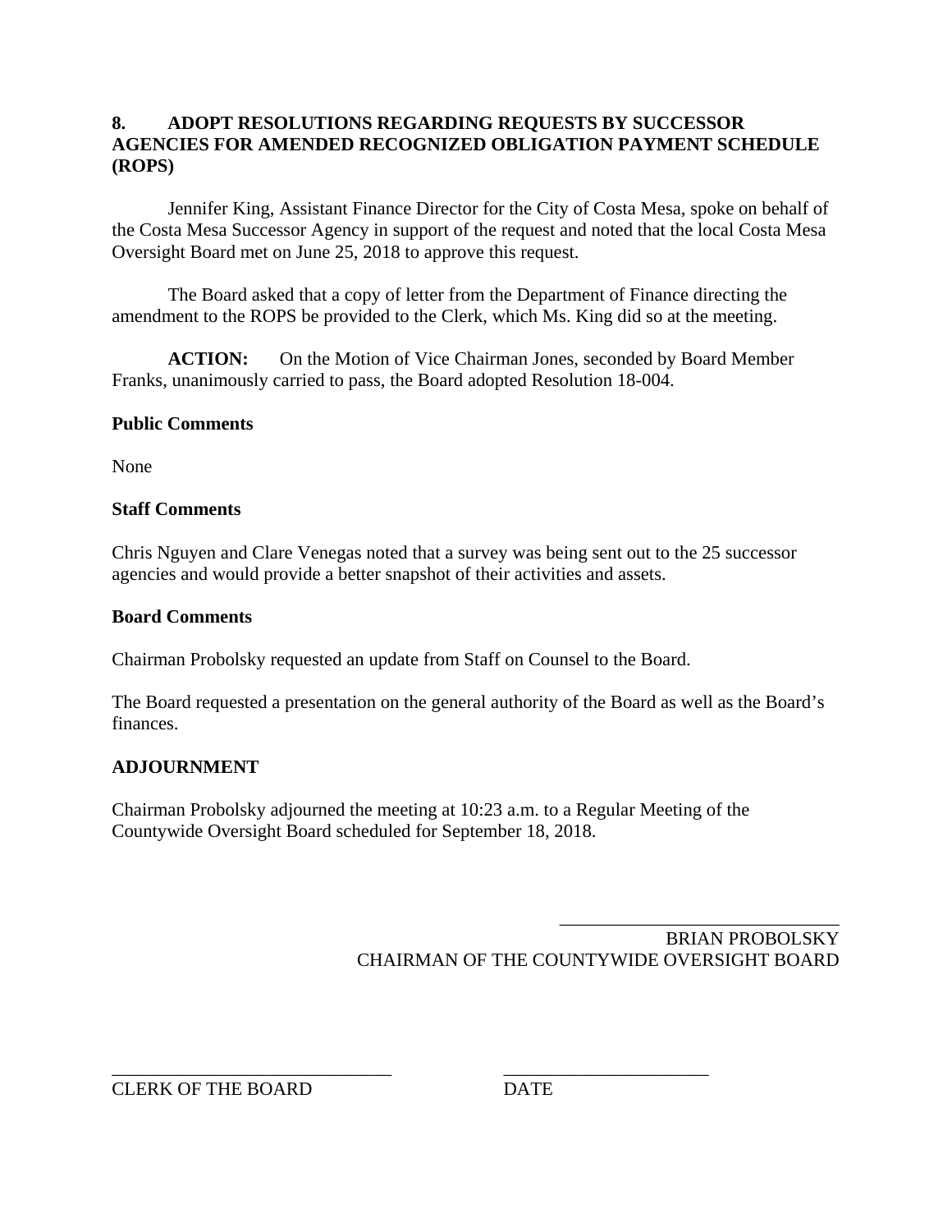**8. ADOPT RESOLUTIONS REGARDING REQUESTS BY SUCCESSOR AGENCIES FOR AMENDED RECOGNIZED OBLIGATION PAYMENT SCHEDULE (ROPS)**

Jennifer King, Assistant Finance Director for the City of Costa Mesa, spoke on behalf of the Costa Mesa Successor Agency in support of the request and noted that the local Costa Mesa Oversight Board met on June 25, 2018 to approve this request.

The Board asked that a copy of letter from the Department of Finance directing the amendment to the ROPS be provided to the Clerk, which Ms. King did so at the meeting.

**ACTION:** On the Motion of Vice Chairman Jones, seconded by Board Member Franks, unanimously carried to pass, the Board adopted Resolution 18-004.

**Public Comments**

None

**Staff Comments**

Chris Nguyen and Clare Venegas noted that a survey was being sent out to the 25 successor agencies and would provide a better snapshot of their activities and assets.

**Board Comments**

Chairman Probolsky requested an update from Staff on Counsel to the Board.

The Board requested a presentation on the general authority of the Board as well as the Board's finances.

**ADJOURNMENT**

Chairman Probolsky adjourned the meeting at 10:23 a.m. to a Regular Meeting of the Countywide Oversight Board scheduled for September 18, 2018.

\_\_\_\_\_\_\_\_\_\_\_\_\_\_\_\_\_\_\_\_\_\_\_\_\_\_\_\_\_\_
BRIAN PROBOLSKY
CHAIRMAN OF THE COUNTYWIDE OVERSIGHT BOARD

\_\_\_\_\_\_\_\_\_\_\_\_\_\_\_\_\_\_\_\_\_\_\_\_\_\_\_\_\_\_
CLERK OF THE BOARD

\_\_\_\_\_\_\_\_\_\_\_\_\_\_\_\_\_\_\_\_\_\_
DATE